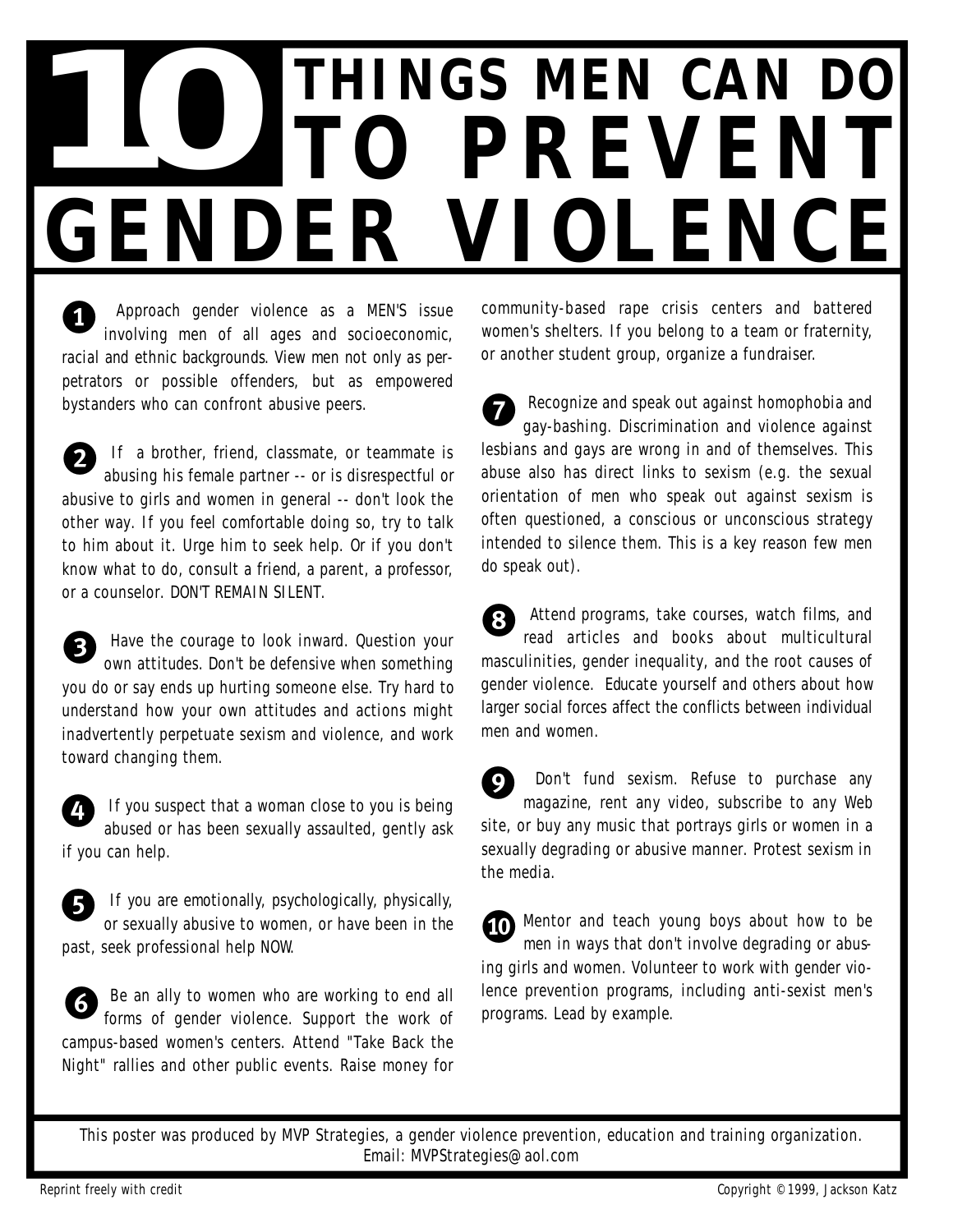# 10 THINGS MEN CAN DO TO PREVENT GENDER VIOLENCE

1. Approach gender violence as a MEN'S issue involving men of all ages and socioeconomic, racial and ethnic backgrounds. View men not only as perpetrators or possible offenders, but as empowered bystanders who can confront abusive peers.

2. If a brother, friend, classmate, or teammate is abusing his female partner -- or is disrespectful or abusive to girls and women in general -- don't look the other way. If you feel comfortable doing so, try to talk to him about it. Urge him to seek help. Or if you don't know what to do, consult a friend, a parent, a professor, or a counselor. DON'T REMAIN SILENT.

3. Have the courage to look inward. Question your own attitudes. Don't be defensive when something you do or say ends up hurting someone else. Try hard to understand how your own attitudes and actions might inadvertently perpetuate sexism and violence, and work toward changing them.

4. If you suspect that a woman close to you is being abused or has been sexually assaulted, gently ask if you can help.

5. If you are emotionally, psychologically, physically, or sexually abusive to women, or have been in the past, seek professional help NOW.

6. Be an ally to women who are working to end all forms of gender violence. Support the work of campus-based women's centers. Attend "Take Back the Night" rallies and other public events. Raise money for community-based rape crisis centers and battered women's shelters. If you belong to a team or fraternity, or another student group, organize a fundraiser.

7. Recognize and speak out against homophobia and gay-bashing. Discrimination and violence against lesbians and gays are wrong in and of themselves. This abuse also has direct links to sexism (e.g. the sexual orientation of men who speak out against sexism is often questioned, a conscious or unconscious strategy intended to silence them. This is a key reason few men do speak out).

8. Attend programs, take courses, watch films, and read articles and books about multicultural masculinities, gender inequality, and the root causes of gender violence. Educate yourself and others about how larger social forces affect the conflicts between individual men and women.

9. Don't fund sexism. Refuse to purchase any magazine, rent any video, subscribe to any Web site, or buy any music that portrays girls or women in a sexually degrading or abusive manner. Protest sexism in the media.

10. Mentor and teach young boys about how to be men in ways that don't involve degrading or abusing girls and women. Volunteer to work with gender violence prevention programs, including anti-sexist men's programs. Lead by example.

This poster was produced by MVP Strategies, a gender violence prevention, education and training organization.
Email: MVPStrategies@aol.com

Reprint freely with credit

Copyright © 1999, Jackson Katz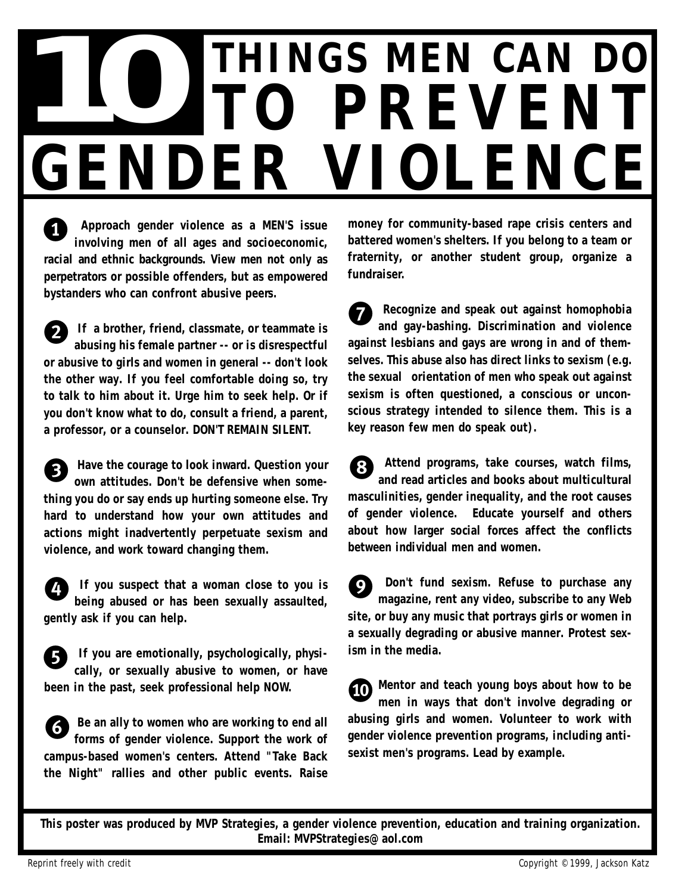# 10 THINGS MEN CAN DO TO PREVENT GENDER VIOLENCE

1. **Approach gender violence as a MEN'S issue involving men of all ages and socioeconomic, racial and ethnic backgrounds. View men not only as perpetrators or possible offenders, but as empowered bystanders who can confront abusive peers.**

2. **If a brother, friend, classmate, or teammate is abusing his female partner -- or is disrespectful or abusive to girls and women in general -- don't look the other way. If you feel comfortable doing so, try to talk to him about it. Urge him to seek help. Or if you don't know what to do, consult a friend, a parent, a professor, or a counselor. DON'T REMAIN SILENT.**

3. **Have the courage to look inward. Question your own attitudes. Don't be defensive when something you do or say ends up hurting someone else. Try hard to understand how your own attitudes and actions might inadvertently perpetuate sexism and violence, and work toward changing them.**

4. **If you suspect that a woman close to you is being abused or has been sexually assaulted, gently ask if you can help.**

5. **If you are emotionally, psychologically, physically, or sexually abusive to women, or have been in the past, seek professional help NOW.**

6. **Be an ally to women who are working to end all forms of gender violence. Support the work of campus-based women's centers. Attend "Take Back the Night" rallies and other public events. Raise money for community-based rape crisis centers and battered women's shelters. If you belong to a team or fraternity, or another student group, organize a fundraiser.**

7. **Recognize and speak out against homophobia and gay-bashing. Discrimination and violence against lesbians and gays are wrong in and of themselves. This abuse also has direct links to sexism (e.g. the sexual orientation of men who speak out against sexism is often questioned, a conscious or unconscious strategy intended to silence them. This is a key reason few men do speak out).**

8. **Attend programs, take courses, watch films, and read articles and books about multicultural masculinities, gender inequality, and the root causes of gender violence. Educate yourself and others about how larger social forces affect the conflicts between individual men and women.**

9. **Don't fund sexism. Refuse to purchase any magazine, rent any video, subscribe to any Web site, or buy any music that portrays girls or women in a sexually degrading or abusive manner. Protest sexism in the media.**

10. **Mentor and teach young boys about how to be men in ways that don't involve degrading or abusing girls and women. Volunteer to work with gender violence prevention programs, including anti-sexist men's programs. Lead by example.**

**This poster was produced by MVP Strategies, a gender violence prevention, education and training organization. Email: MVPStrategies@aol.com**

Reprint freely with credit

Copyright © 1999, Jackson Katz